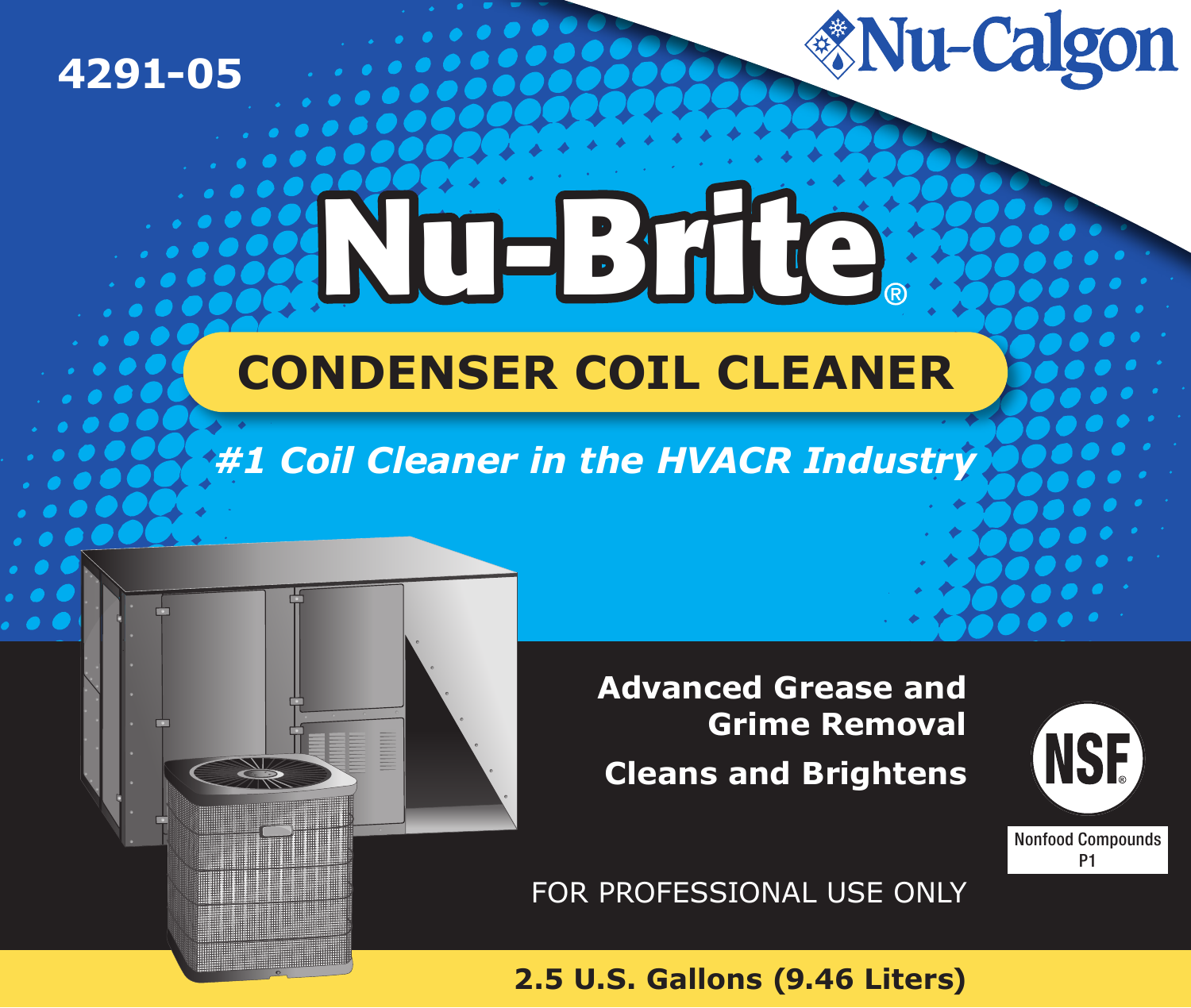4291-05

Nu-Calgon

# Nu-Brite®

## CONDENSER COIL CLEANER

*#1 Coil Cleaner in the HVACR Industry*

**Advanced Grease and Grime Removal**

**Cleans and Brightens**

NSF®

Nonfood Compounds P1

FOR PROFESSIONAL USE ONLY

**2.5 U.S. Gallons (9.46 Liters)**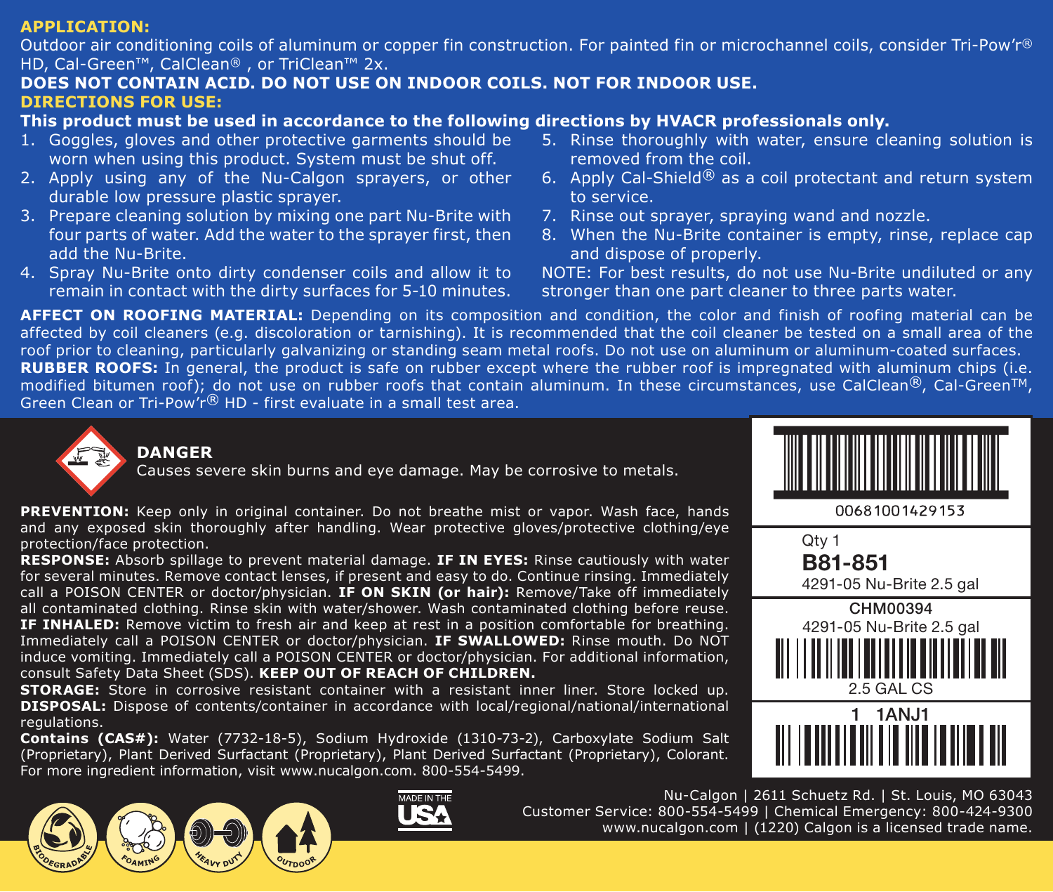**APPLICATION:**
Outdoor air conditioning coils of aluminum or copper fin construction. For painted fin or microchannel coils, consider Tri-Pow'r® HD, Cal-Green™, CalClean®, or TriClean™ 2x.

**DOES NOT CONTAIN ACID. DO NOT USE ON INDOOR COILS. NOT FOR INDOOR USE.**

**DIRECTIONS FOR USE:**

**This product must be used in accordance to the following directions by HVACR professionals only.**

1. Goggles, gloves and other protective garments should be worn when using this product. System must be shut off.
2. Apply using any of the Nu-Calgon sprayers, or other durable low pressure plastic sprayer.
3. Prepare cleaning solution by mixing one part Nu-Brite with four parts of water. Add the water to the sprayer first, then add the Nu-Brite.
4. Spray Nu-Brite onto dirty condenser coils and allow it to remain in contact with the dirty surfaces for 5-10 minutes.
5. Rinse thoroughly with water, ensure cleaning solution is removed from the coil.
6. Apply Cal-Shield® as a coil protectant and return system to service.
7. Rinse out sprayer, spraying wand and nozzle.
8. When the Nu-Brite container is empty, rinse, replace cap and dispose of properly.

NOTE: For best results, do not use Nu-Brite undiluted or any stronger than one part cleaner to three parts water.

**AFFECT ON ROOFING MATERIAL:** Depending on its composition and condition, the color and finish of roofing material can be affected by coil cleaners (e.g. discoloration or tarnishing). It is recommended that the coil cleaner be tested on a small area of the roof prior to cleaning, particularly galvanizing or standing seam metal roofs. Do not use on aluminum or aluminum-coated surfaces.
**RUBBER ROOFS:** In general, the product is safe on rubber except where the rubber roof is impregnated with aluminum chips (i.e. modified bitumen roof); do not use on rubber roofs that contain aluminum. In these circumstances, use CalClean®, Cal-Green™, Green Clean or Tri-Pow'r® HD - first evaluate in a small test area.

**DANGER**
Causes severe skin burns and eye damage. May be corrosive to metals.

**PREVENTION:** Keep only in original container. Do not breathe mist or vapor. Wash face, hands and any exposed skin thoroughly after handling. Wear protective gloves/protective clothing/eye protection/face protection.
**RESPONSE:** Absorb spillage to prevent material damage. **IF IN EYES:** Rinse cautiously with water for several minutes. Remove contact lenses, if present and easy to do. Continue rinsing. Immediately call a POISON CENTER or doctor/physician. **IF ON SKIN (or hair):** Remove/Take off immediately all contaminated clothing. Rinse skin with water/shower. Wash contaminated clothing before reuse. **IF INHALED:** Remove victim to fresh air and keep at rest in a position comfortable for breathing. Immediately call a POISON CENTER or doctor/physician. **IF SWALLOWED:** Rinse mouth. Do NOT induce vomiting. Immediately call a POISON CENTER or doctor/physician. For additional information, consult Safety Data Sheet (SDS). **KEEP OUT OF REACH OF CHILDREN.**
**STORAGE:** Store in corrosive resistant container with a resistant inner liner. Store locked up.
**DISPOSAL:** Dispose of contents/container in accordance with local/regional/national/international regulations.
**Contains (CAS#):** Water (7732-18-5), Sodium Hydroxide (1310-73-2), Carboxylate Sodium Salt (Proprietary), Plant Derived Surfactant (Proprietary), Plant Derived Surfactant (Proprietary), Colorant. For more ingredient information, visit www.nucalgon.com. 800-554-5499.

00681001429153

Qty 1
**B81-851**
4291-05 Nu-Brite 2.5 gal

CHM00394
4291-05 Nu-Brite 2.5 gal
2.5 GAL CS

1 1ANJ1

BIODEGRADABLE · FOAMING · HEAVY DUTY · OUTDOOR

MADE IN THE USA

Nu-Calgon | 2611 Schuetz Rd. | St. Louis, MO 63043
Customer Service: 800-554-5499 | Chemical Emergency: 800-424-9300
www.nucalgon.com | (1220) Calgon is a licensed trade name.